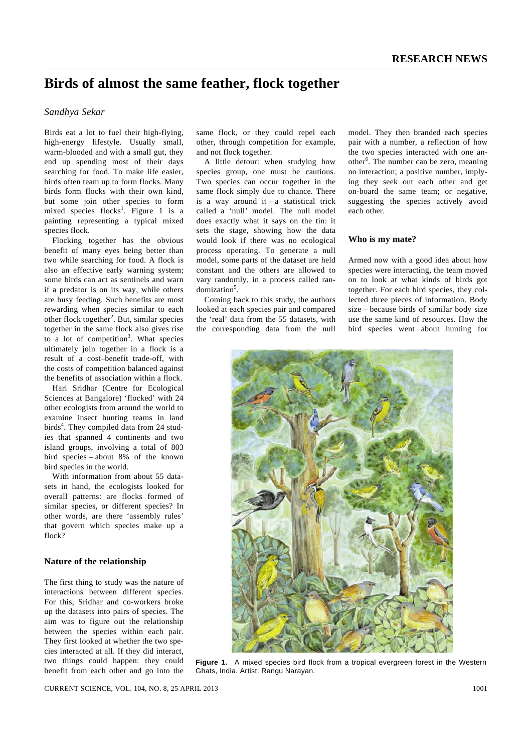RESEARCH NEWS

# Birds of almost the same feather, flock together

*Sandhya Sekar*

Birds eat a lot to fuel their high-flying, high-energy lifestyle. Usually small, warm-blooded and with a small gut, they end up spending most of their days searching for food. To make life easier, birds often team up to form flocks. Many birds form flocks with their own kind, but some join other species to form mixed species flocks[1]. Figure 1 is a painting representing a typical mixed species flock.

Flocking together has the obvious benefit of many eyes being better than two while searching for food. A flock is also an effective early warning system; some birds can act as sentinels and warn if a predator is on its way, while others are busy feeding. Such benefits are most rewarding when species similar to each other flock together[2]. But, similar species together in the same flock also gives rise to a lot of competition[3]. What species ultimately join together in a flock is a result of a cost–benefit trade-off, with the costs of competition balanced against the benefits of association within a flock.

Hari Sridhar (Centre for Ecological Sciences at Bangalore) 'flocked' with 24 other ecologists from around the world to examine insect hunting teams in land birds[4]. They compiled data from 24 studies that spanned 4 continents and two island groups, involving a total of 803 bird species – about 8% of the known bird species in the world.

With information from about 55 datasets in hand, the ecologists looked for overall patterns: are flocks formed of similar species, or different species? In other words, are there 'assembly rules' that govern which species make up a flock?

## Nature of the relationship

The first thing to study was the nature of interactions between different species. For this, Sridhar and co-workers broke up the datasets into pairs of species. The aim was to figure out the relationship between the species within each pair. They first looked at whether the two species interacted at all. If they did interact, two things could happen: they could benefit from each other and go into the same flock, or they could repel each other, through competition for example, and not flock together.

A little detour: when studying how species group, one must be cautious. Two species can occur together in the same flock simply due to chance. There is a way around it – a statistical trick called a 'null' model. The null model does exactly what it says on the tin: it sets the stage, showing how the data would look if there was no ecological process operating. To generate a null model, some parts of the dataset are held constant and the others are allowed to vary randomly, in a process called randomization[5].

Coming back to this study, the authors looked at each species pair and compared the 'real' data from the 55 datasets, with the corresponding data from the null model. They then branded each species pair with a number, a reflection of how the two species interacted with one another[6]. The number can be zero, meaning no interaction; a positive number, implying they seek out each other and get on-board the same team; or negative, suggesting the species actively avoid each other.

## Who is my mate?

Armed now with a good idea about how species were interacting, the team moved on to look at what kinds of birds got together. For each bird species, they collected three pieces of information. Body size – because birds of similar body size use the same kind of resources. How the bird species went about hunting for

**Figure 1.** A mixed species bird flock from a tropical evergreen forest in the Western Ghats, India. Artist: Rangu Narayan.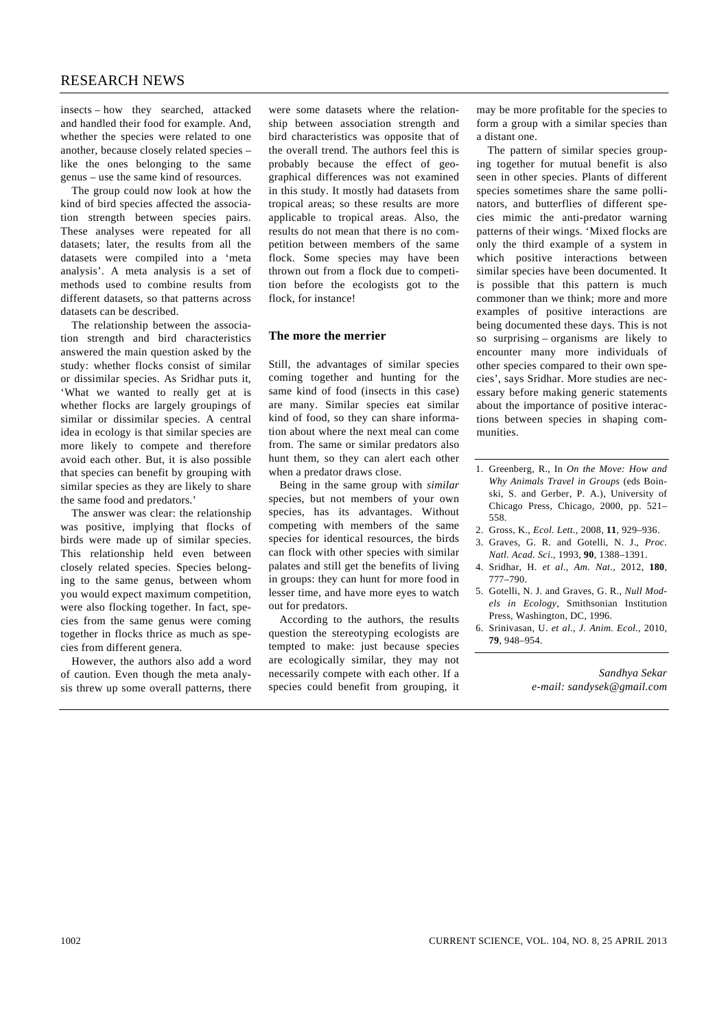insects – how they searched, attacked and handled their food for example. And, whether the species were related to one another, because closely related species – like the ones belonging to the same genus – use the same kind of resources.

The group could now look at how the kind of bird species affected the association strength between species pairs. These analyses were repeated for all datasets; later, the results from all the datasets were compiled into a 'meta analysis'. A meta analysis is a set of methods used to combine results from different datasets, so that patterns across datasets can be described.

The relationship between the association strength and bird characteristics answered the main question asked by the study: whether flocks consist of similar or dissimilar species. As Sridhar puts it, 'What we wanted to really get at is whether flocks are largely groupings of similar or dissimilar species. A central idea in ecology is that similar species are more likely to compete and therefore avoid each other. But, it is also possible that species can benefit by grouping with similar species as they are likely to share the same food and predators.'

The answer was clear: the relationship was positive, implying that flocks of birds were made up of similar species. This relationship held even between closely related species. Species belonging to the same genus, between whom you would expect maximum competition, were also flocking together. In fact, species from the same genus were coming together in flocks thrice as much as species from different genera.

However, the authors also add a word of caution. Even though the meta analysis threw up some overall patterns, there were some datasets where the relationship between association strength and bird characteristics was opposite that of the overall trend. The authors feel this is probably because the effect of geographical differences was not examined in this study. It mostly had datasets from tropical areas; so these results are more applicable to tropical areas. Also, the results do not mean that there is no competition between members of the same flock. Some species may have been thrown out from a flock due to competition before the ecologists got to the flock, for instance!

## The more the merrier

Still, the advantages of similar species coming together and hunting for the same kind of food (insects in this case) are many. Similar species eat similar kind of food, so they can share information about where the next meal can come from. The same or similar predators also hunt them, so they can alert each other when a predator draws close.

Being in the same group with *similar* species, but not members of your own species, has its advantages. Without competing with members of the same species for identical resources, the birds can flock with other species with similar palates and still get the benefits of living in groups: they can hunt for more food in lesser time, and have more eyes to watch out for predators.

According to the authors, the results question the stereotyping ecologists are tempted to make: just because species are ecologically similar, they may not necessarily compete with each other. If a species could benefit from grouping, it may be more profitable for the species to form a group with a similar species than a distant one.

The pattern of similar species grouping together for mutual benefit is also seen in other species. Plants of different species sometimes share the same pollinators, and butterflies of different species mimic the anti-predator warning patterns of their wings. 'Mixed flocks are only the third example of a system in which positive interactions between similar species have been documented. It is possible that this pattern is much commoner than we think; more and more examples of positive interactions are being documented these days. This is not so surprising – organisms are likely to encounter many more individuals of other species compared to their own species', says Sridhar. More studies are necessary before making generic statements about the importance of positive interactions between species in shaping communities.

1. Greenberg, R., In *On the Move: How and Why Animals Travel in Groups* (eds Boinski, S. and Gerber, P. A.), University of Chicago Press, Chicago, 2000, pp. 521–558.
2. Gross, K., *Ecol. Lett.*, 2008, **11**, 929–936.
3. Graves, G. R. and Gotelli, N. J., *Proc. Natl. Acad. Sci.*, 1993, **90**, 1388–1391.
4. Sridhar, H. *et al.*, *Am. Nat.*, 2012, **180**, 777–790.
5. Gotelli, N. J. and Graves, G. R., *Null Models in Ecology*, Smithsonian Institution Press, Washington, DC, 1996.
6. Srinivasan, U. *et al.*, *J. Anim. Ecol.*, 2010, **79**, 948–954.

*Sandhya Sekar*
*e-mail: sandysek@gmail.com*